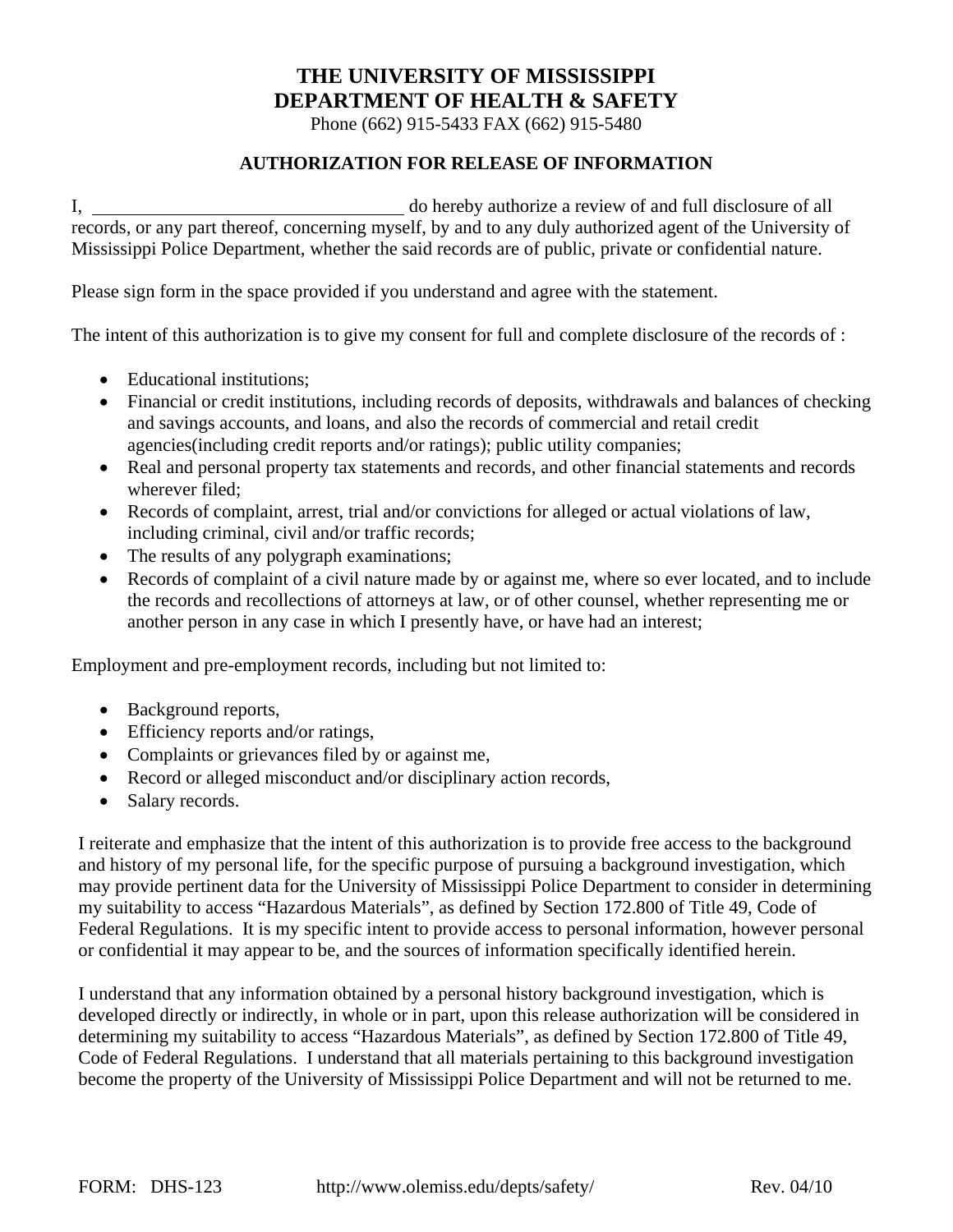# THE UNIVERSITY OF MISSISSIPPI
# DEPARTMENT OF HEALTH & SAFETY

Phone (662) 915-5433 FAX (662) 915-5480

## AUTHORIZATION FOR RELEASE OF INFORMATION

I, ________________________________ do hereby authorize a review of and full disclosure of all records, or any part thereof, concerning myself, by and to any duly authorized agent of the University of Mississippi Police Department, whether the said records are of public, private or confidential nature.

Please sign form in the space provided if you understand and agree with the statement.

The intent of this authorization is to give my consent for full and complete disclosure of the records of :

- Educational institutions;
- Financial or credit institutions, including records of deposits, withdrawals and balances of checking and savings accounts, and loans, and also the records of commercial and retail credit agencies(including credit reports and/or ratings); public utility companies;
- Real and personal property tax statements and records, and other financial statements and records wherever filed;
- Records of complaint, arrest, trial and/or convictions for alleged or actual violations of law, including criminal, civil and/or traffic records;
- The results of any polygraph examinations;
- Records of complaint of a civil nature made by or against me, where so ever located, and to include the records and recollections of attorneys at law, or of other counsel, whether representing me or another person in any case in which I presently have, or have had an interest;

Employment and pre-employment records, including but not limited to:

- Background reports,
- Efficiency reports and/or ratings,
- Complaints or grievances filed by or against me,
- Record or alleged misconduct and/or disciplinary action records,
- Salary records.

I reiterate and emphasize that the intent of this authorization is to provide free access to the background and history of my personal life, for the specific purpose of pursuing a background investigation, which may provide pertinent data for the University of Mississippi Police Department to consider in determining my suitability to access "Hazardous Materials", as defined by Section 172.800 of Title 49, Code of Federal Regulations. It is my specific intent to provide access to personal information, however personal or confidential it may appear to be, and the sources of information specifically identified herein.

I understand that any information obtained by a personal history background investigation, which is developed directly or indirectly, in whole or in part, upon this release authorization will be considered in determining my suitability to access "Hazardous Materials", as defined by Section 172.800 of Title 49, Code of Federal Regulations. I understand that all materials pertaining to this background investigation become the property of the University of Mississippi Police Department and will not be returned to me.

FORM: DHS-123 http://www.olemiss.edu/depts/safety/ Rev. 04/10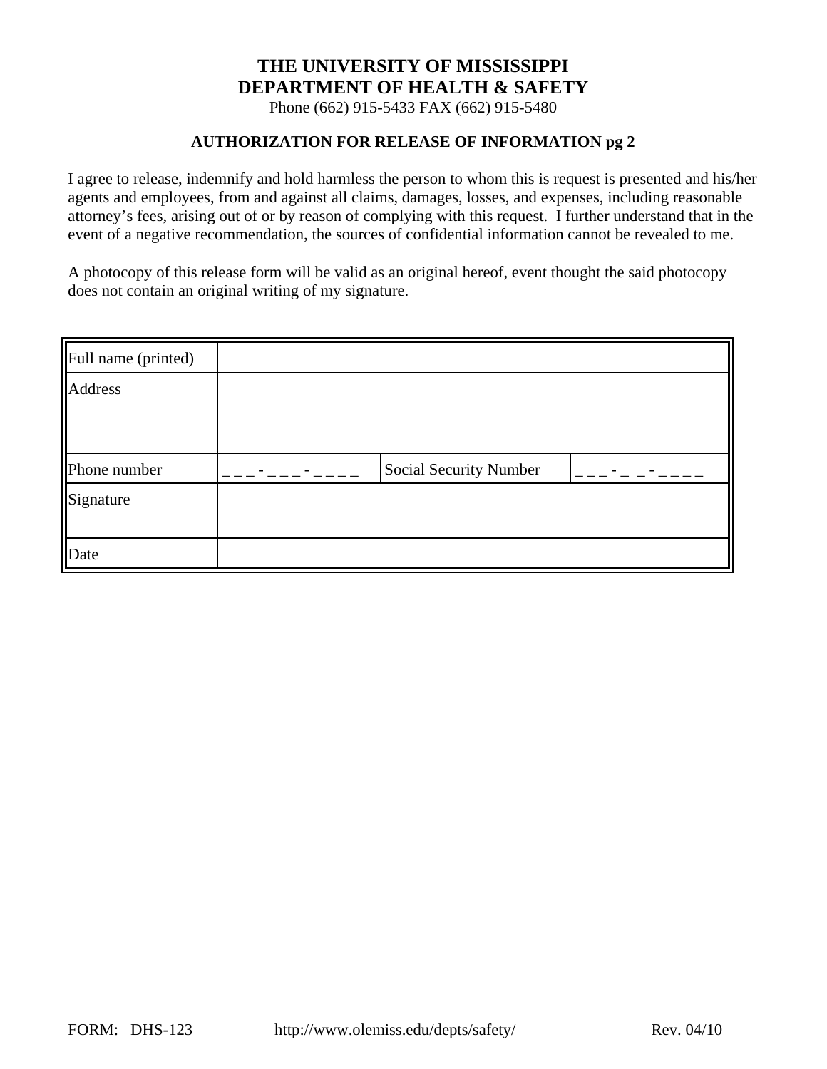# THE UNIVERSITY OF MISSISSIPPI
# DEPARTMENT OF HEALTH & SAFETY

Phone (662) 915-5433 FAX (662) 915-5480

## AUTHORIZATION FOR RELEASE OF INFORMATION pg 2

I agree to release, indemnify and hold harmless the person to whom this is request is presented and his/her agents and employees, from and against all claims, damages, losses, and expenses, including reasonable attorney's fees, arising out of or by reason of complying with this request. I further understand that in the event of a negative recommendation, the sources of confidential information cannot be revealed to me.

A photocopy of this release form will be valid as an original hereof, event thought the said photocopy does not contain an original writing of my signature.

| | | | |
|---|---|---|---|
| Full name (printed) | | | |
| Address | | | |
| Phone number | _ _ _ - _ _ _ - _ _ _ _ | Social Security Number | _ _ _ - _ _ - _ _ _ _ |
| Signature | | | |
| Date | | | |

FORM: DHS-123 http://www.olemiss.edu/depts/safety/ Rev. 04/10